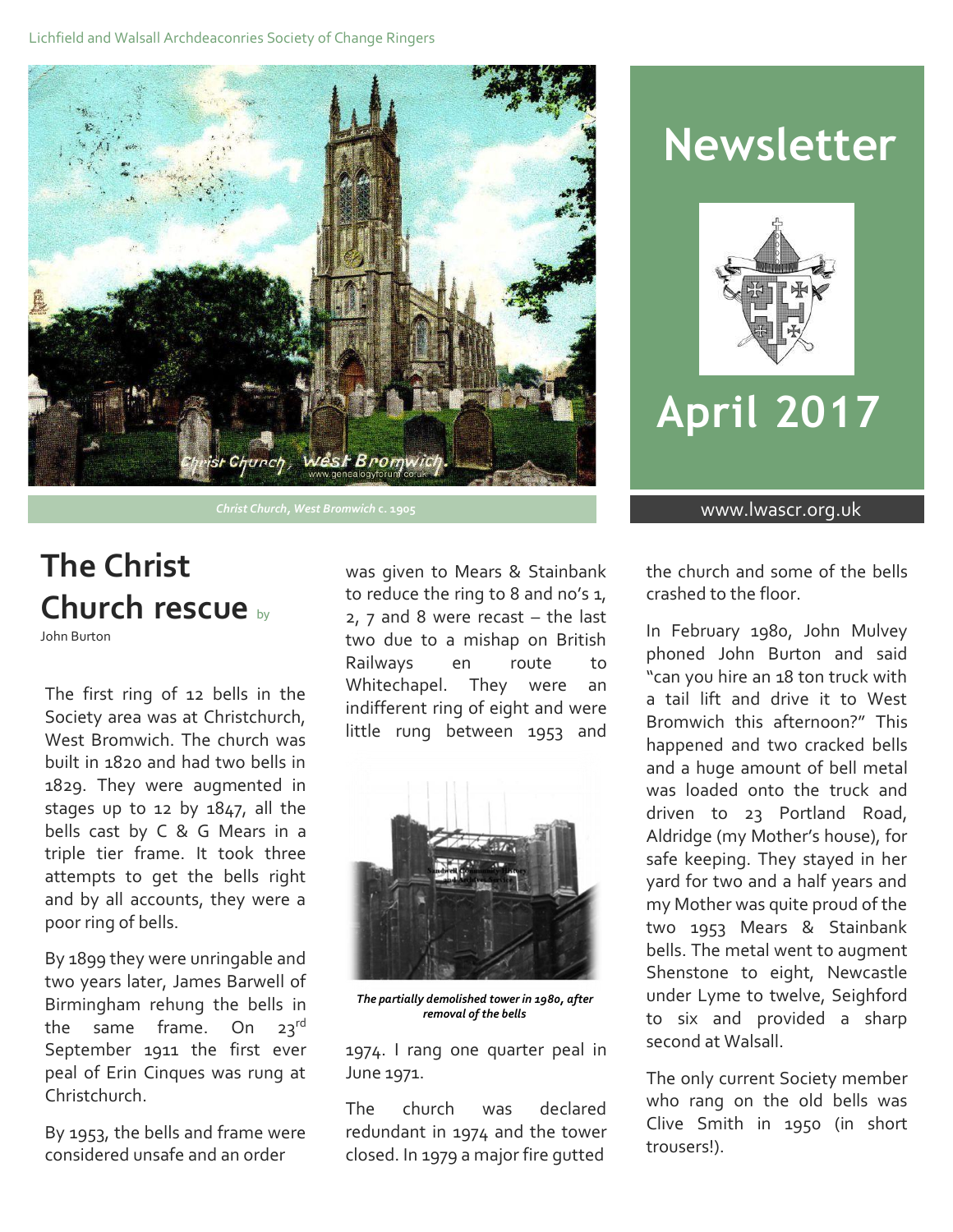Lichfield and Walsall Archdeaconries Society of Change Ringers

# Newsletter

# April 2017

www.lwascr.org.uk

*Christ Church, West Bromwich c. 1905*

## The Christ Church rescue by John Burton

The first ring of 12 bells in the Society area was at Christchurch, West Bromwich. The church was built in 1820 and had two bells in 1829. They were augmented in stages up to 12 by 1847, all the bells cast by C & G Mears in a triple tier frame. It took three attempts to get the bells right and by all accounts, they were a poor ring of bells.

By 1899 they were unringable and two years later, James Barwell of Birmingham rehung the bells in the same frame. On 23rd September 1911 the first ever peal of Erin Cinques was rung at Christchurch.

By 1953, the bells and frame were considered unsafe and an order was given to Mears & Stainbank to reduce the ring to 8 and no's 1, 2, 7 and 8 were recast – the last two due to a mishap on British Railways en route to Whitechapel. They were an indifferent ring of eight and were little rung between 1953 and 1974. I rang one quarter peal in June 1971.

*The partially demolished tower in 1980, after removal of the bells*

The church was declared redundant in 1974 and the tower closed. In 1979 a major fire gutted the church and some of the bells crashed to the floor.

In February 1980, John Mulvey phoned John Burton and said "can you hire an 18 ton truck with a tail lift and drive it to West Bromwich this afternoon?" This happened and two cracked bells and a huge amount of bell metal was loaded onto the truck and driven to 23 Portland Road, Aldridge (my Mother's house), for safe keeping. They stayed in her yard for two and a half years and my Mother was quite proud of the two 1953 Mears & Stainbank bells. The metal went to augment Shenstone to eight, Newcastle under Lyme to twelve, Seighford to six and provided a sharp second at Walsall.

The only current Society member who rang on the old bells was Clive Smith in 1950 (in short trousers!).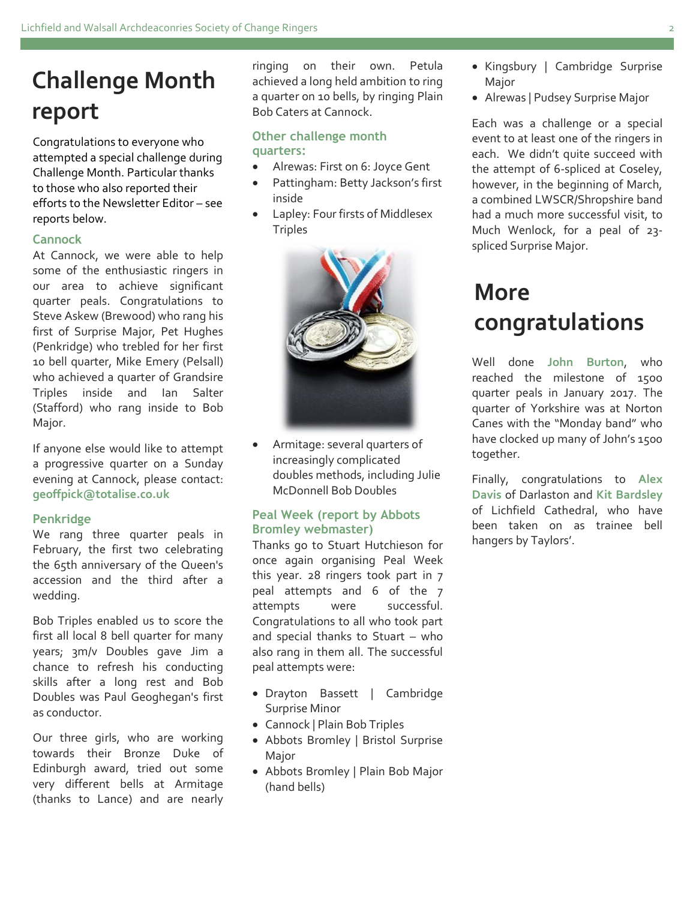# Challenge Month report

Congratulations to everyone who attempted a special challenge during Challenge Month. Particular thanks to those who also reported their efforts to the Newsletter Editor – see reports below.

### Cannock

At Cannock, we were able to help some of the enthusiastic ringers in our area to achieve significant quarter peals. Congratulations to Steve Askew (Brewood) who rang his first of Surprise Major, Pet Hughes (Penkridge) who trebled for her first 10 bell quarter, Mike Emery (Pelsall) who achieved a quarter of Grandsire Triples inside and Ian Salter (Stafford) who rang inside to Bob Major.

If anyone else would like to attempt a progressive quarter on a Sunday evening at Cannock, please contact: **geoffpick@totalise.co.uk**

### Penkridge

We rang three quarter peals in February, the first two celebrating the 65th anniversary of the Queen's accession and the third after a wedding.

Bob Triples enabled us to score the first all local 8 bell quarter for many years; 3m/v Doubles gave Jim a chance to refresh his conducting skills after a long rest and Bob Doubles was Paul Geoghegan's first as conductor.

Our three girls, who are working towards their Bronze Duke of Edinburgh award, tried out some very different bells at Armitage (thanks to Lance) and are nearly ringing on their own. Petula achieved a long held ambition to ring a quarter on 10 bells, by ringing Plain Bob Caters at Cannock.

### Other challenge month quarters:

- Alrewas: First on 6: Joyce Gent
- Pattingham: Betty Jackson's first inside
- Lapley: Four firsts of Middlesex Triples
- Armitage: several quarters of increasingly complicated doubles methods, including Julie McDonnell Bob Doubles

### Peal Week (report by Abbots Bromley webmaster)

Thanks go to Stuart Hutchieson for once again organising Peal Week this year. 28 ringers took part in 7 peal attempts and 6 of the 7 attempts were successful. Congratulations to all who took part and special thanks to Stuart – who also rang in them all. The successful peal attempts were:

- Drayton Bassett | Cambridge Surprise Minor
- Cannock | Plain Bob Triples
- Abbots Bromley | Bristol Surprise Major
- Abbots Bromley | Plain Bob Major (hand bells)
- Kingsbury | Cambridge Surprise Major
- Alrewas | Pudsey Surprise Major

Each was a challenge or a special event to at least one of the ringers in each. We didn't quite succeed with the attempt of 6-spliced at Coseley, however, in the beginning of March, a combined LWSCR/Shropshire band had a much more successful visit, to Much Wenlock, for a peal of 23-spliced Surprise Major.

# More congratulations

Well done **John Burton**, who reached the milestone of 1500 quarter peals in January 2017. The quarter of Yorkshire was at Norton Canes with the "Monday band" who have clocked up many of John's 1500 together.

Finally, congratulations to **Alex Davis** of Darlaston and **Kit Bardsley** of Lichfield Cathedral, who have been taken on as trainee bell hangers by Taylors'.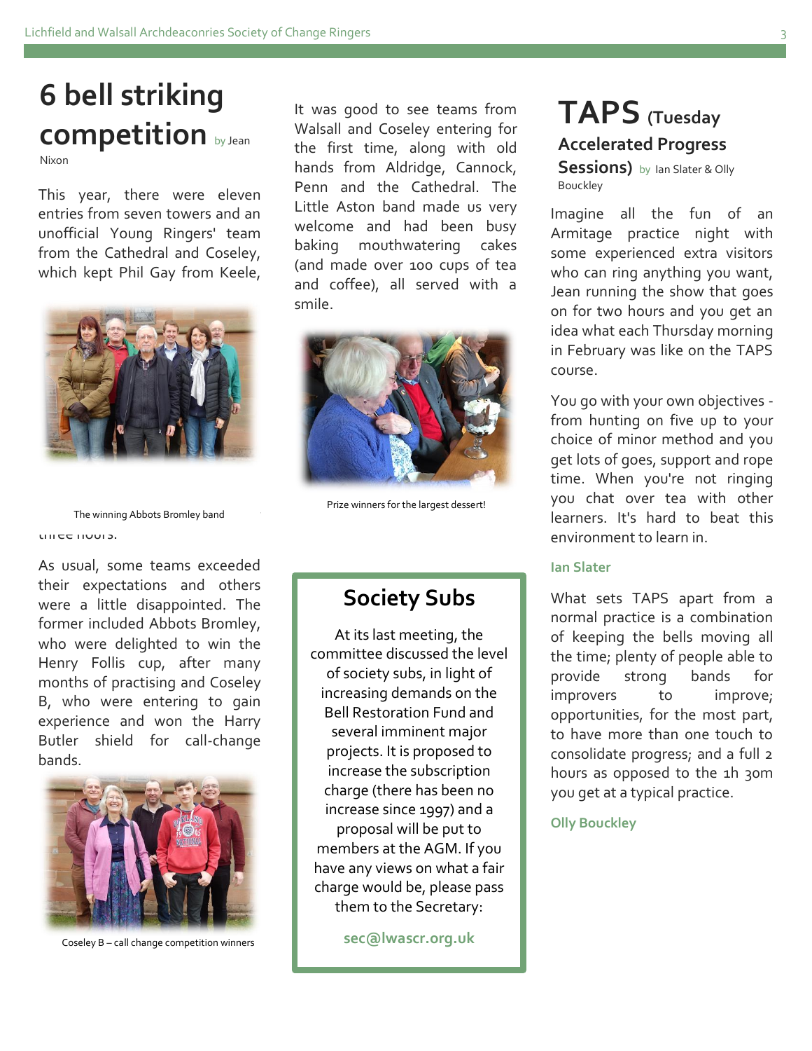# 6 bell striking competition

by Jean Nixon

This year, there were eleven entries from seven towers and an unofficial Young Ringers' team from the Cathedral and Coseley, which kept Phil Gay from Keele, three hours.

The winning Abbots Bromley band

As usual, some teams exceeded their expectations and others were a little disappointed. The former included Abbots Bromley, who were delighted to win the Henry Follis cup, after many months of practising and Coseley B, who were entering to gain experience and won the Harry Butler shield for call-change bands.

Coseley B – call change competition winners

It was good to see teams from Walsall and Coseley entering for the first time, along with old hands from Aldridge, Cannock, Penn and the Cathedral. The Little Aston band made us very welcome and had been busy baking mouthwatering cakes (and made over 100 cups of tea and coffee), all served with a smile.

Prize winners for the largest dessert!

## Society Subs

At its last meeting, the committee discussed the level of society subs, in light of increasing demands on the Bell Restoration Fund and several imminent major projects. It is proposed to increase the subscription charge (there has been no increase since 1997) and a proposal will be put to members at the AGM. If you have any views on what a fair charge would be, please pass them to the Secretary:

**sec@lwascr.org.uk**

# TAPS (Tuesday Accelerated Progress Sessions)

by Ian Slater & Olly Bouckley

Imagine all the fun of an Armitage practice night with some experienced extra visitors who can ring anything you want, Jean running the show that goes on for two hours and you get an idea what each Thursday morning in February was like on the TAPS course.

You go with your own objectives - from hunting on five up to your choice of minor method and you get lots of goes, support and rope time. When you're not ringing you chat over tea with other learners. It's hard to beat this environment to learn in.

**Ian Slater**

What sets TAPS apart from a normal practice is a combination of keeping the bells moving all the time; plenty of people able to provide strong bands for improvers to improve; opportunities, for the most part, to have more than one touch to consolidate progress; and a full 2 hours as opposed to the 1h 30m you get at a typical practice.

**Olly Bouckley**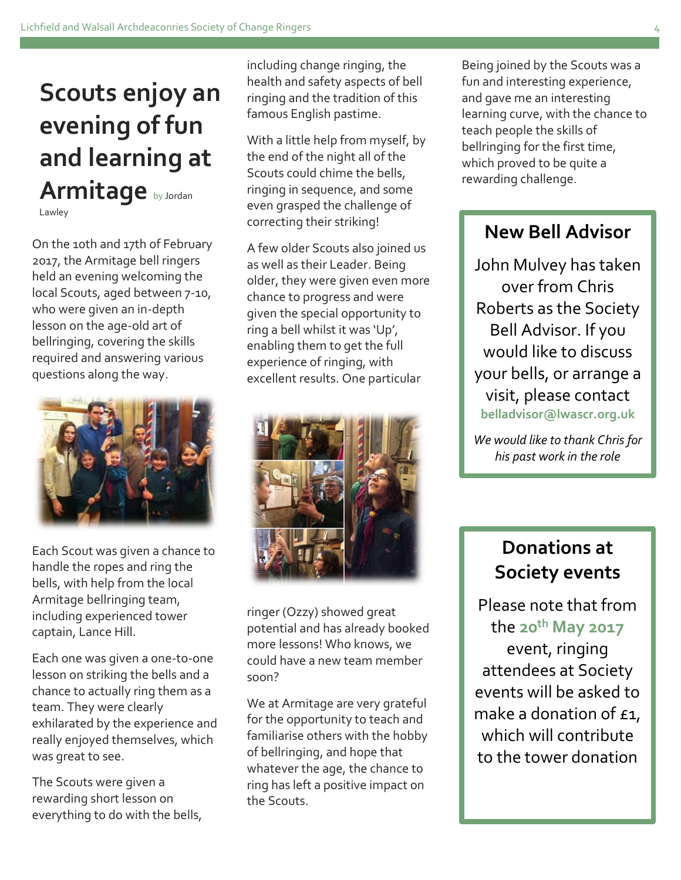# Scouts enjoy an evening of fun and learning at Armitage

by Jordan Lawley

On the 10th and 17th of February 2017, the Armitage bell ringers held an evening welcoming the local Scouts, aged between 7-10, who were given an in-depth lesson on the age-old art of bellringing, covering the skills required and answering various questions along the way.

Each Scout was given a chance to handle the ropes and ring the bells, with help from the local Armitage bellringing team, including experienced tower captain, Lance Hill.

Each one was given a one-to-one lesson on striking the bells and a chance to actually ring them as a team. They were clearly exhilarated by the experience and really enjoyed themselves, which was great to see.

The Scouts were given a rewarding short lesson on everything to do with the bells, including change ringing, the health and safety aspects of bell ringing and the tradition of this famous English pastime.

With a little help from myself, by the end of the night all of the Scouts could chime the bells, ringing in sequence, and some even grasped the challenge of correcting their striking!

A few older Scouts also joined us as well as their Leader. Being older, they were given even more chance to progress and were given the special opportunity to ring a bell whilst it was 'Up', enabling them to get the full experience of ringing, with excellent results. One particular ringer (Ozzy) showed great potential and has already booked more lessons! Who knows, we could have a new team member soon?

We at Armitage are very grateful for the opportunity to teach and familiarise others with the hobby of bellringing, and hope that whatever the age, the chance to ring has left a positive impact on the Scouts.

Being joined by the Scouts was a fun and interesting experience, and gave me an interesting learning curve, with the chance to teach people the skills of bellringing for the first time, which proved to be quite a rewarding challenge.

## New Bell Advisor

John Mulvey has taken over from Chris Roberts as the Society Bell Advisor. If you would like to discuss your bells, or arrange a visit, please contact **belladvisor@lwascr.org.uk**

*We would like to thank Chris for his past work in the role*

## Donations at Society events

Please note that from the **20th May 2017** event, ringing attendees at Society events will be asked to make a donation of £1, which will contribute to the tower donation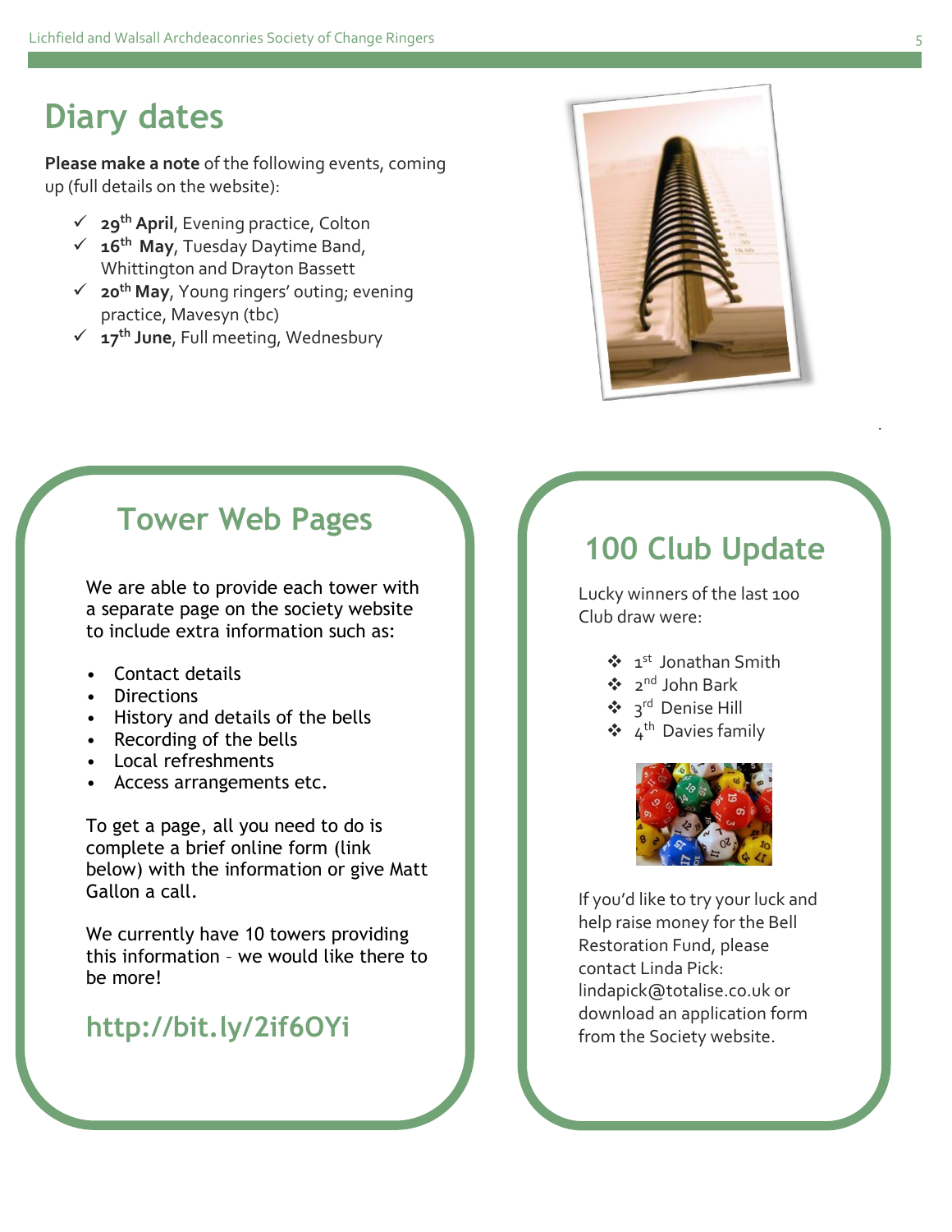# Diary dates

**Please make a note** of the following events, coming up (full details on the website):

- ✓ **29th April**, Evening practice, Colton
- ✓ **16th May**, Tuesday Daytime Band, Whittington and Drayton Bassett
- ✓ **20th May**, Young ringers' outing; evening practice, Mavesyn (tbc)
- ✓ **17th June**, Full meeting, Wednesbury

## Tower Web Pages

We are able to provide each tower with a separate page on the society website to include extra information such as:

- Contact details
- Directions
- History and details of the bells
- Recording of the bells
- Local refreshments
- Access arrangements etc.

To get a page, all you need to do is complete a brief online form (link below) with the information or give Matt Gallon a call.

We currently have 10 towers providing this information - we would like there to be more!

**http://bit.ly/2if6OYi**

## 100 Club Update

Lucky winners of the last 100 Club draw were:

- 1st Jonathan Smith
- 2nd John Bark
- 3rd Denise Hill
- 4th Davies family

If you'd like to try your luck and help raise money for the Bell Restoration Fund, please contact Linda Pick: lindapick@totalise.co.uk or download an application form from the Society website.